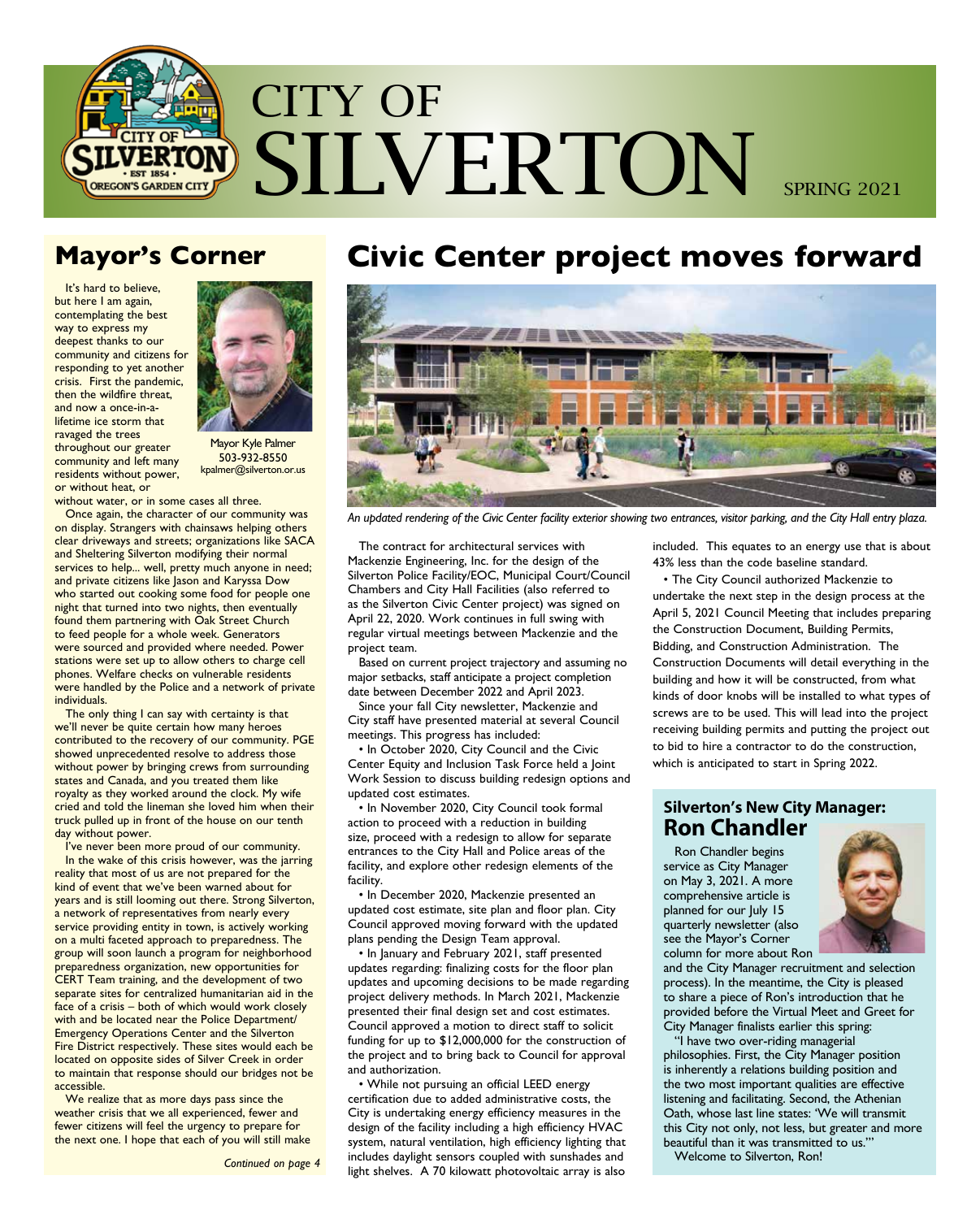# CITY OF SILVERTON

SPRING 2021

## Mayor's Corner

Mayor Kyle Palmer
503-932-8550
kpalmer@silverton.or.us

It's hard to believe, but here I am again, contemplating the best way to express my deepest thanks to our community and citizens for responding to yet another crisis. First the pandemic, then the wildfire threat, and now a once-in-a-lifetime ice storm that ravaged the trees throughout our greater community and left many residents without power, or without heat, or without water, or in some cases all three.

Once again, the character of our community was on display. Strangers with chainsaws helping others clear driveways and streets; organizations like SACA and Sheltering Silverton modifying their normal services to help... well, pretty much anyone in need; and private citizens like Jason and Karyssa Dow who started out cooking some food for people one night that turned into two nights, then eventually found them partnering with Oak Street Church to feed people for a whole week. Generators were sourced and provided where needed. Power stations were set up to allow others to charge cell phones. Welfare checks on vulnerable residents were handled by the Police and a network of private individuals.

The only thing I can say with certainty is that we'll never be quite certain how many heroes contributed to the recovery of our community. PGE showed unprecedented resolve to address those without power by bringing crews from surrounding states and Canada, and you treated them like royalty as they worked around the clock. My wife cried and told the lineman she loved him when their truck pulled up in front of the house on our tenth day without power.

I've never been more proud of our community.

In the wake of this crisis however, was the jarring reality that most of us are not prepared for the kind of event that we've been warned about for years and is still looming out there. Strong Silverton, a network of representatives from nearly every service providing entity in town, is actively working on a multi faceted approach to preparedness. The group will soon launch a program for neighborhood preparedness organization, new opportunities for CERT Team training, and the development of two separate sites for centralized humanitarian aid in the face of a crisis – both of which would work closely with and be located near the Police Department/Emergency Operations Center and the Silverton Fire District respectively. These sites would each be located on opposite sides of Silver Creek in order to maintain that response should our bridges not be accessible.

We realize that as more days pass since the weather crisis that we all experienced, fewer and fewer citizens will feel the urgency to prepare for the next one. I hope that each of you will still make

*Continued on page 4*

## Civic Center project moves forward

*An updated rendering of the Civic Center facility exterior showing two entrances, visitor parking, and the City Hall entry plaza.*

The contract for architectural services with Mackenzie Engineering, Inc. for the design of the Silverton Police Facility/EOC, Municipal Court/Council Chambers and City Hall Facilities (also referred to as the Silverton Civic Center project) was signed on April 22, 2020. Work continues in full swing with regular virtual meetings between Mackenzie and the project team.

Based on current project trajectory and assuming no major setbacks, staff anticipate a project completion date between December 2022 and April 2023.

Since your fall City newsletter, Mackenzie and City staff have presented material at several Council meetings. This progress has included:

- In October 2020, City Council and the Civic Center Equity and Inclusion Task Force held a Joint Work Session to discuss building redesign options and updated cost estimates.
- In November 2020, City Council took formal action to proceed with a reduction in building size, proceed with a redesign to allow for separate entrances to the City Hall and Police areas of the facility, and explore other redesign elements of the facility.
- In December 2020, Mackenzie presented an updated cost estimate, site plan and floor plan. City Council approved moving forward with the updated plans pending the Design Team approval.
- In January and February 2021, staff presented updates regarding: finalizing costs for the floor plan updates and upcoming decisions to be made regarding project delivery methods. In March 2021, Mackenzie presented their final design set and cost estimates. Council approved a motion to direct staff to solicit funding for up to $12,000,000 for the construction of the project and to bring back to Council for approval and authorization.
- While not pursuing an official LEED energy certification due to added administrative costs, the City is undertaking energy efficiency measures in the design of the facility including a high efficiency HVAC system, natural ventilation, high efficiency lighting that includes daylight sensors coupled with sunshades and light shelves. A 70 kilowatt photovoltaic array is also included. This equates to an energy use that is about 43% less than the code baseline standard.
- The City Council authorized Mackenzie to undertake the next step in the design process at the April 5, 2021 Council Meeting that includes preparing the Construction Document, Building Permits, Bidding, and Construction Administration. The Construction Documents will detail everything in the building and how it will be constructed, from what kinds of door knobs will be installed to what types of screws are to be used. This will lead into the project receiving building permits and putting the project out to bid to hire a contractor to do the construction, which is anticipated to start in Spring 2022.

### Silverton's New City Manager: Ron Chandler

Ron Chandler begins service as City Manager on May 3, 2021. A more comprehensive article is planned for our July 15 quarterly newsletter (also see the Mayor's Corner column for more about Ron and the City Manager recruitment and selection process). In the meantime, the City is pleased to share a piece of Ron's introduction that he provided before the Virtual Meet and Greet for City Manager finalists earlier this spring:

"I have two over-riding managerial philosophies. First, the City Manager position is inherently a relations building position and the two most important qualities are effective listening and facilitating. Second, the Athenian Oath, whose last line states: 'We will transmit this City not only, not less, but greater and more beautiful than it was transmitted to us.'"

Welcome to Silverton, Ron!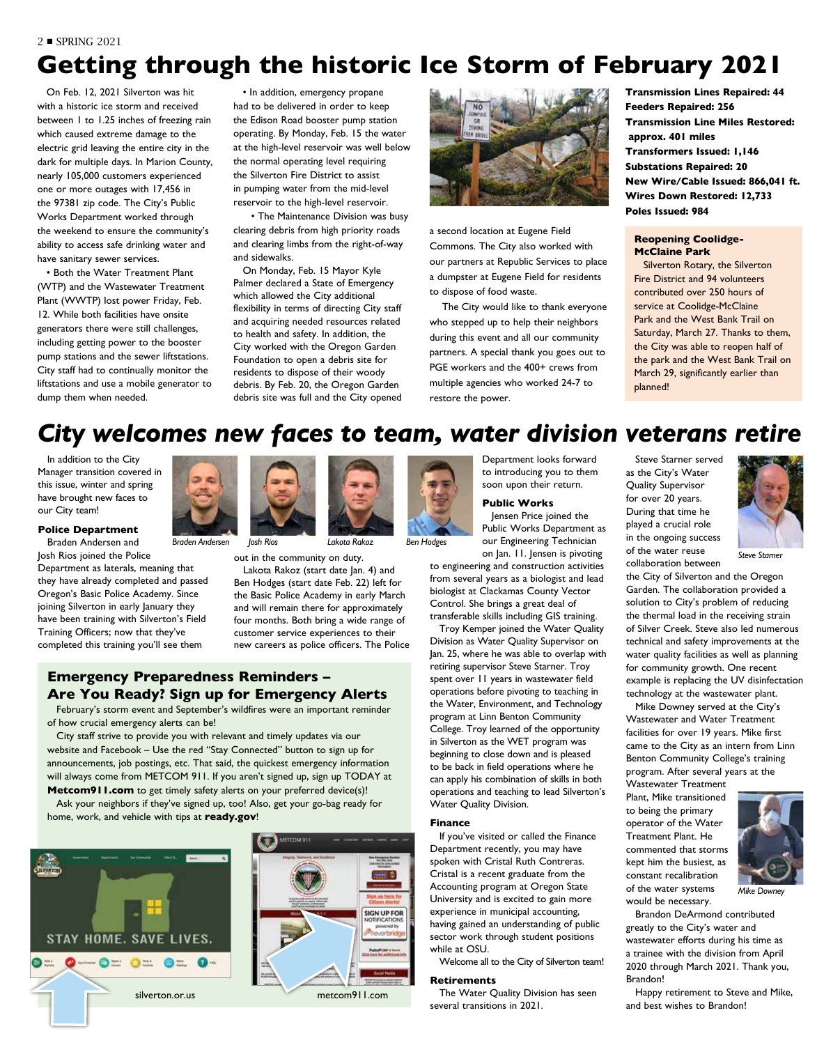# Getting through the historic Ice Storm of February 2021

On Feb. 12, 2021 Silverton was hit with a historic ice storm and received between 1 to 1.25 inches of freezing rain which caused extreme damage to the electric grid leaving the entire city in the dark for multiple days. In Marion County, nearly 105,000 customers experienced one or more outages with 17,456 in the 97381 zip code. The City's Public Works Department worked through the weekend to ensure the community's ability to access safe drinking water and have sanitary sewer services.

- Both the Water Treatment Plant (WTP) and the Wastewater Treatment Plant (WWTP) lost power Friday, Feb. 12. While both facilities have onsite generators there were still challenges, including getting power to the booster pump stations and the sewer liftstations. City staff had to continually monitor the liftstations and use a mobile generator to dump them when needed.
- In addition, emergency propane had to be delivered in order to keep the Edison Road booster pump station operating. By Monday, Feb. 15 the water at the high-level reservoir was well below the normal operating level requiring the Silverton Fire District to assist in pumping water from the mid-level reservoir to the high-level reservoir.
- The Maintenance Division was busy clearing debris from high priority roads and clearing limbs from the right-of-way and sidewalks.

On Monday, Feb. 15 Mayor Kyle Palmer declared a State of Emergency which allowed the City additional flexibility in terms of directing City staff and acquiring needed resources related to health and safety. In addition, the City worked with the Oregon Garden Foundation to open a debris site for residents to dispose of their woody debris. By Feb. 20, the Oregon Garden debris site was full and the City opened a second location at Eugene Field Commons. The City also worked with our partners at Republic Services to place a dumpster at Eugene Field for residents to dispose of food waste.

The City would like to thank everyone who stepped up to help their neighbors during this event and all our community partners. A special thank you goes out to PGE workers and the 400+ crews from multiple agencies who worked 24-7 to restore the power.

**Transmission Lines Repaired: 44**
**Feeders Repaired: 256**
**Transmission Line Miles Restored: approx. 401 miles**
**Transformers Issued: 1,146**
**Substations Repaired: 20**
**New Wire/Cable Issued: 866,041 ft.**
**Wires Down Restored: 12,733**
**Poles Issued: 984**

### Reopening Coolidge-McClaine Park

Silverton Rotary, the Silverton Fire District and 94 volunteers contributed over 250 hours of service at Coolidge-McClaine Park and the West Bank Trail on Saturday, March 27. Thanks to them, the City was able to reopen half of the park and the West Bank Trail on March 29, significantly earlier than planned!

# City welcomes new faces to team, water division veterans retire

In addition to the City Manager transition covered in this issue, winter and spring have brought new faces to our City team!

### Police Department

Braden Andersen and Josh Rios joined the Police Department as laterals, meaning that they have already completed and passed Oregon's Basic Police Academy. Since joining Silverton in early January they have been training with Silverton's Field Training Officers; now that they've completed this training you'll see them out in the community on duty.

*Braden Andersen* *Josh Rios* *Lakota Rakoz* *Ben Hodges*

Lakota Rakoz (start date Jan. 4) and Ben Hodges (start date Feb. 22) left for the Basic Police Academy in early March and will remain there for approximately four months. Both bring a wide range of customer service experiences to their new careers as police officers. The Police Department looks forward to introducing you to them soon upon their return.

### Public Works

Jensen Price joined the Public Works Department as our Engineering Technician on Jan. 11. Jensen is pivoting to engineering and construction activities from several years as a biologist and lead biologist at Clackamas County Vector Control. She brings a great deal of transferable skills including GIS training.

Troy Kemper joined the Water Quality Division as Water Quality Supervisor on Jan. 25, where he was able to overlap with retiring supervisor Steve Starner. Troy spent over 11 years in wastewater field operations before pivoting to teaching in the Water, Environment, and Technology program at Linn Benton Community College. Troy learned of the opportunity in Silverton as the WET program was beginning to close down and is pleased to be back in field operations where he can apply his combination of skills in both operations and teaching to lead Silverton's Water Quality Division.

### Finance

If you've visited or called the Finance Department recently, you may have spoken with Cristal Ruth Contreras. Cristal is a recent graduate from the Accounting program at Oregon State University and is excited to gain more experience in municipal accounting, having gained an understanding of public sector work through student positions while at OSU.

Welcome all to the City of Silverton team!

### Retirements

The Water Quality Division has seen several transitions in 2021.

Steve Starner served as the City's Water Quality Supervisor for over 20 years. During that time he played a crucial role in the ongoing success of the water reuse collaboration between the City of Silverton and the Oregon Garden. The collaboration provided a solution to City's problem of reducing the thermal load in the receiving strain of Silver Creek. Steve also led numerous technical and safety improvements at the water quality facilities as well as planning for community growth. One recent example is replacing the UV disinfectation technology at the wastewater plant.

*Steve Starner*

Mike Downey served at the City's Wastewater and Water Treatment facilities for over 19 years. Mike first came to the City as an intern from Linn Benton Community College's training program. After several years at the Wastewater Treatment Plant, Mike transitioned to being the primary operator of the Water Treatment Plant. He commented that storms kept him the busiest, as constant recalibration of the water systems would be necessary.

*Mike Downey*

Brandon DeArmond contributed greatly to the City's water and wastewater efforts during his time as a trainee with the division from April 2020 through March 2021. Thank you, Brandon!

Happy retirement to Steve and Mike, and best wishes to Brandon!

## Emergency Preparedness Reminders – Are You Ready? Sign up for Emergency Alerts

February's storm event and September's wildfires were an important reminder of how crucial emergency alerts can be!

City staff strive to provide you with relevant and timely updates via our website and Facebook – Use the red "Stay Connected" button to sign up for announcements, job postings, etc. That said, the quickest emergency information will always come from METCOM 911. If you aren't signed up, sign up TODAY at **Metcom911.com** to get timely safety alerts on your preferred device(s)!

Ask your neighbors if they've signed up, too! Also, get your go-bag ready for home, work, and vehicle with tips at **ready.gov**!

silverton.or.us

metcom911.com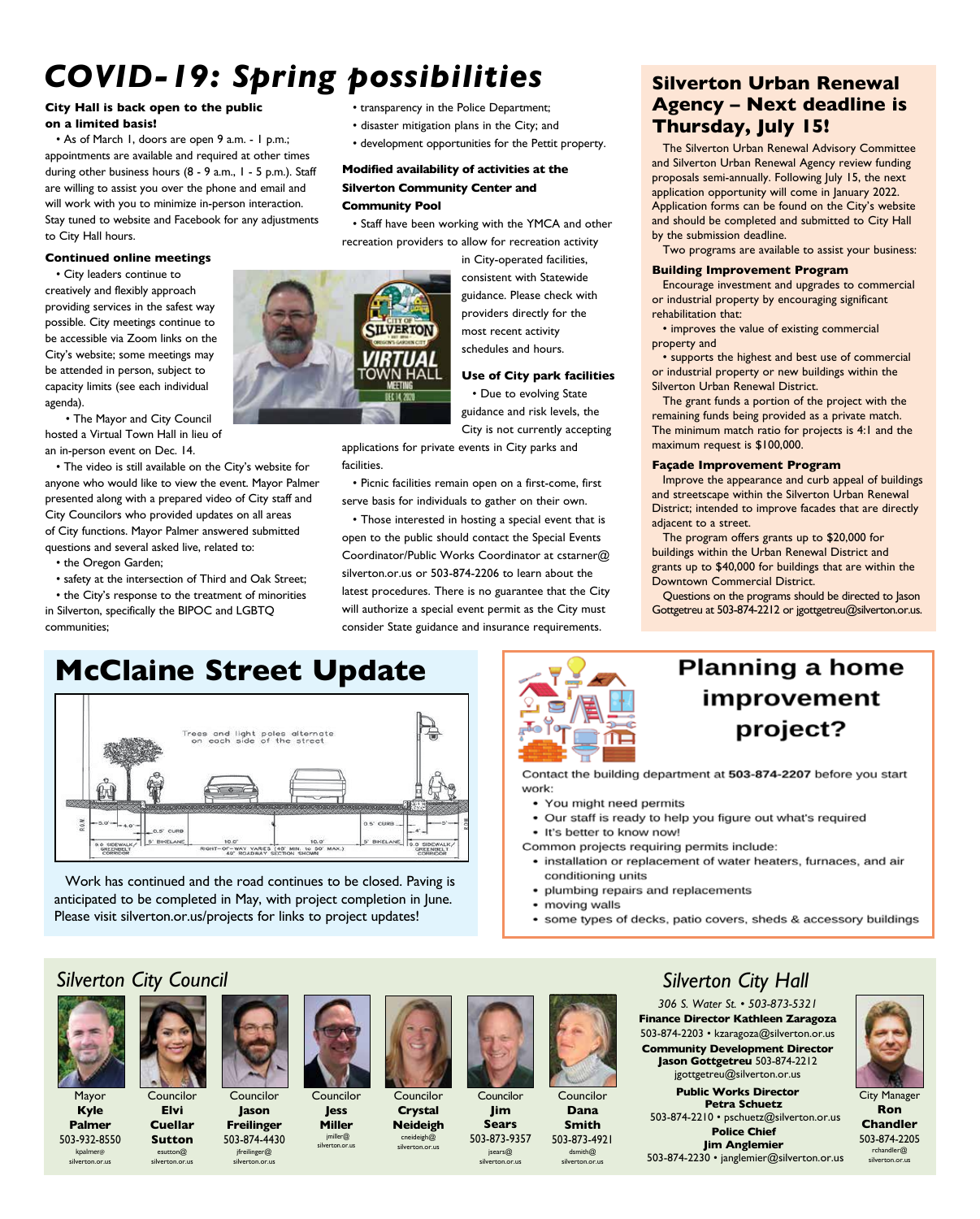# COVID-19: Spring possibilities

**City Hall is back open to the public on a limited basis!**

- As of March 1, doors are open 9 a.m. - 1 p.m.; appointments are available and required at other times during other business hours (8 - 9 a.m., 1 - 5 p.m.). Staff are willing to assist you over the phone and email and will work with you to minimize in-person interaction. Stay tuned to website and Facebook for any adjustments to City Hall hours.

**Continued online meetings**

- City leaders continue to creatively and flexibly approach providing services in the safest way possible. City meetings continue to be accessible via Zoom links on the City's website; some meetings may be attended in person, subject to capacity limits (see each individual agenda).
- The Mayor and City Council hosted a Virtual Town Hall in lieu of an in-person event on Dec. 14.
- The video is still available on the City's website for anyone who would like to view the event. Mayor Palmer presented along with a prepared video of City staff and City Councilors who provided updates on all areas of City functions. Mayor Palmer answered submitted questions and several asked live, related to:
- the Oregon Garden;
- safety at the intersection of Third and Oak Street;
- the City's response to the treatment of minorities in Silverton, specifically the BIPOC and LGBTQ communities;
- transparency in the Police Department;
- disaster mitigation plans in the City; and
- development opportunities for the Pettit property.

**Modified availability of activities at the Silverton Community Center and Community Pool**

- Staff have been working with the YMCA and other recreation providers to allow for recreation activity in City-operated facilities, consistent with Statewide guidance. Please check with providers directly for the most recent activity schedules and hours.

**Use of City park facilities**

- Due to evolving State guidance and risk levels, the City is not currently accepting applications for private events in City parks and facilities.
- Picnic facilities remain open on a first-come, first serve basis for individuals to gather on their own.
- Those interested in hosting a special event that is open to the public should contact the Special Events Coordinator/Public Works Coordinator at cstarner@silverton.or.us or 503-874-2206 to learn about the latest procedures. There is no guarantee that the City will authorize a special event permit as the City must consider State guidance and insurance requirements.

## Silverton Urban Renewal Agency – Next deadline is Thursday, July 15!

The Silverton Urban Renewal Advisory Committee and Silverton Urban Renewal Agency review funding proposals semi-annually. Following July 15, the next application opportunity will come in January 2022. Application forms can be found on the City's website and should be completed and submitted to City Hall by the submission deadline.

Two programs are available to assist your business:

**Building Improvement Program**

Encourage investment and upgrades to commercial or industrial property by encouraging significant rehabilitation that:

- improves the value of existing commercial property and
- supports the highest and best use of commercial or industrial property or new buildings within the Silverton Urban Renewal District.

The grant funds a portion of the project with the remaining funds being provided as a private match. The minimum match ratio for projects is 4:1 and the maximum request is $100,000.

**Façade Improvement Program**

Improve the appearance and curb appeal of buildings and streetscape within the Silverton Urban Renewal District; intended to improve facades that are directly adjacent to a street.

The program offers grants up to $20,000 for buildings within the Urban Renewal District and grants up to $40,000 for buildings that are within the Downtown Commercial District.

Questions on the programs should be directed to Jason Gottgetreu at 503-874-2212 or jgottgetreu@silverton.or.us.

## McClaine Street Update

Work has continued and the road continues to be closed. Paving is anticipated to be completed in May, with project completion in June. Please visit silverton.or.us/projects for links to project updates!

## Planning a home improvement project?

Contact the building department at **503-874-2207** before you start work:

- You might need permits
- Our staff is ready to help you figure out what's required
- It's better to know now!

Common projects requiring permits include:

- installation or replacement of water heaters, furnaces, and air conditioning units
- plumbing repairs and replacements
- moving walls
- some types of decks, patio covers, sheds & accessory buildings

## *Silverton City Council*

- Mayor **Kyle Palmer** 503-932-8550 kpalmer@silverton.or.us
- Councilor **Elvi Cuellar Sutton** esutton@silverton.or.us
- Councilor **Jason Freilinger** 503-874-4430 jfreilinger@silverton.or.us
- Councilor **Jess Miller** jmiller@silverton.or.us
- Councilor **Crystal Neideigh** cneideigh@silverton.or.us
- Councilor **Jim Sears** 503-873-9357 jsears@silverton.or.us
- Councilor **Dana Smith** 503-873-4921 dsmith@silverton.or.us

## *Silverton City Hall*

*306 S. Water St. • 503-873-5321*

**Finance Director Kathleen Zaragoza**
503-874-2203 • kzaragoza@silverton.or.us

**Community Development Director Jason Gottgetreu** 503-874-2212
jgottgetreu@silverton.or.us

**Public Works Director Petra Schuetz**
503-874-2210 • pschuetz@silverton.or.us

**Police Chief Jim Anglemier**
503-874-2230 • janglemier@silverton.or.us

City Manager **Ron Chandler** 503-874-2205 rchandler@silverton.or.us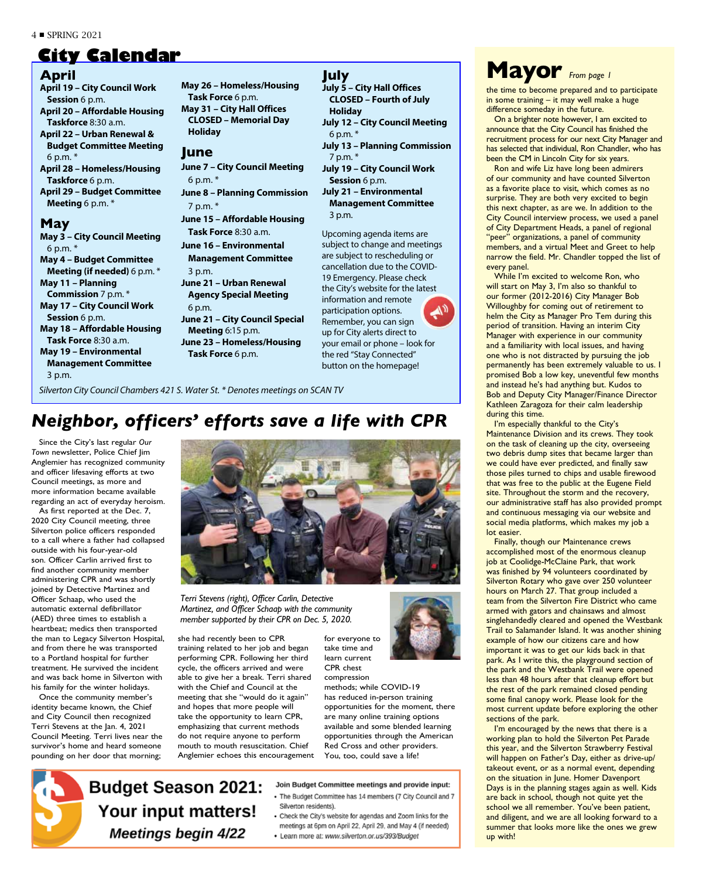# City Calendar

## April

**April 19 – City Council Work Session** 6 p.m.
**April 20 – Affordable Housing Taskforce** 8:30 a.m.
**April 22 – Urban Renewal & Budget Committee Meeting** 6 p.m. *
**April 28 – Homeless/Housing Taskforce** 6 p.m.
**April 29 – Budget Committee Meeting** 6 p.m. *

## May

**May 3 – City Council Meeting** 6 p.m. *
**May 4 – Budget Committee Meeting (if needed)** 6 p.m. *
**May 11 – Planning Commission** 7 p.m. *
**May 17 – City Council Work Session** 6 p.m.
**May 18 – Affordable Housing Task Force** 8:30 a.m.
**May 19 – Environmental Management Committee** 3 p.m.
**May 26 – Homeless/Housing Task Force** 6 p.m.
**May 31 – City Hall Offices CLOSED – Memorial Day Holiday**

## June

**June 7 – City Council Meeting** 6 p.m. *
**June 8 – Planning Commission** 7 p.m. *
**June 15 – Affordable Housing Task Force** 8:30 a.m.
**June 16 – Environmental Management Committee** 3 p.m.
**June 21 – Urban Renewal Agency Special Meeting** 6 p.m.
**June 21 – City Council Special Meeting** 6:15 p.m.
**June 23 – Homeless/Housing Task Force** 6 p.m.

## July

**July 5 – City Hall Offices CLOSED – Fourth of July Holiday**
**July 12 – City Council Meeting** 6 p.m. *
**July 13 – Planning Commission** 7 p.m. *
**July 19 – City Council Work Session** 6 p.m.
**July 21 – Environmental Management Committee** 3 p.m.

Upcoming agenda items are subject to change and meetings are subject to rescheduling or cancellation due to the COVID-19 Emergency. Please check the City's website for the latest information and remote participation options. Remember, you can sign up for City alerts direct to your email or phone – look for the red "Stay Connected" button on the homepage!

*Silverton City Council Chambers 421 S. Water St. * Denotes meetings on SCAN TV*

# Neighbor, officers' efforts save a life with CPR

Since the City's last regular *Our Town* newsletter, Police Chief Jim Anglemier has recognized community and officer lifesaving efforts at two Council meetings, as more and more information became available regarding an act of everyday heroism.

As first reported at the Dec. 7, 2020 City Council meeting, three Silverton police officers responded to a call where a father had collapsed outside with his four-year-old son. Officer Carlin arrived first to find another community member administering CPR and was shortly joined by Detective Martinez and Officer Schaap, who used the automatic external defibrillator (AED) three times to establish a heartbeat; medics then transported the man to Legacy Silverton Hospital, and from there he was transported to a Portland hospital for further treatment. He survived the incident and was back home in Silverton with his family for the winter holidays.

Once the community member's identity became known, the Chief and City Council then recognized Terri Stevens at the Jan. 4, 2021 Council Meeting. Terri lives near the survivor's home and heard someone pounding on her door that morning; she had recently been to CPR training related to her job and began performing CPR. Following her third cycle, the officers arrived and were able to give her a break. Terri shared with the Chief and Council at the meeting that she "would do it again" and hopes that more people will take the opportunity to learn CPR, emphasizing that current methods do not require anyone to perform mouth to mouth resuscitation. Chief Anglemier echoes this encouragement for everyone to take time and learn current CPR chest compression methods; while COVID-19 has reduced in-person training opportunities for the moment, there are many online training options available and some blended learning opportunities through the American Red Cross and other providers. You, too, could save a life!

*Terri Stevens (right), Officer Carlin, Detective Martinez, and Officer Schaap with the community member supported by their CPR on Dec. 5, 2020.*

## Budget Season 2021: Your input matters!

**Meetings begin 4/22**

**Join Budget Committee meetings and provide input:**

- The Budget Committee has 14 members (7 City Council and 7 Silverton residents).
- Check the City's website for agendas and Zoom links for the meetings at 6pm on April 22, April 29, and May 4 (if needed)
- Learn more at: *www.silverton.or.us/393/Budget*

# Mayor *From page 1*

the time to become prepared and to participate in some training – it may well make a huge difference someday in the future.

On a brighter note however, I am excited to announce that the City Council has finished the recruitment process for our next City Manager and has selected that individual, Ron Chandler, who has been the CM in Lincoln City for six years.

Ron and wife Liz have long been admirers of our community and have counted Silverton as a favorite place to visit, which comes as no surprise. They are both very excited to begin this next chapter, as are we. In addition to the City Council interview process, we used a panel of City Department Heads, a panel of regional "peer" organizations, a panel of community members, and a virtual Meet and Greet to help narrow the field. Mr. Chandler topped the list of every panel.

While I'm excited to welcome Ron, who will start on May 3, I'm also so thankful to our former (2012-2016) City Manager Bob Willoughby for coming out of retirement to helm the City as Manager Pro Tem during this period of transition. Having an interim City Manager with experience in our community and a familiarity with local issues, and having one who is not distracted by pursuing the job permanently has been extremely valuable to us. I promised Bob a low key, uneventful few months and instead he's had anything but. Kudos to Bob and Deputy City Manager/Finance Director Kathleen Zaragoza for their calm leadership during this time.

I'm especially thankful to the City's Maintenance Division and its crews. They took on the task of cleaning up the city, overseeing two debris dump sites that became larger than we could have ever predicted, and finally saw those piles turned to chips and usable firewood that was free to the public at the Eugene Field site. Throughout the storm and the recovery, our administrative staff has also provided prompt and continuous messaging via our website and social media platforms, which makes my job a lot easier.

Finally, though our Maintenance crews accomplished most of the enormous cleanup job at Coolidge-McClaine Park, that work was finished by 94 volunteers coordinated by Silverton Rotary who gave over 250 volunteer hours on March 27. That group included a team from the Silverton Fire District who came armed with gators and chainsaws and almost singlehandedly cleared and opened the Westbank Trail to Salamander Island. It was another shining example of how our citizens care and how important it was to get our kids back in that park. As I write this, the playground section of the park and the Westbank Trail were opened less than 48 hours after that cleanup effort but the rest of the park remained closed pending some final canopy work. Please look for the most current update before exploring the other sections of the park.

I'm encouraged by the news that there is a working plan to hold the Silverton Pet Parade this year, and the Silverton Strawberry Festival will happen on Father's Day, either as drive-up/takeout event, or as a normal event, depending on the situation in June. Homer Davenport Days is in the planning stages again as well. Kids are back in school, though not quite yet the school we all remember. You've been patient, and diligent, and we are all looking forward to a summer that looks more like the ones we grew up with!